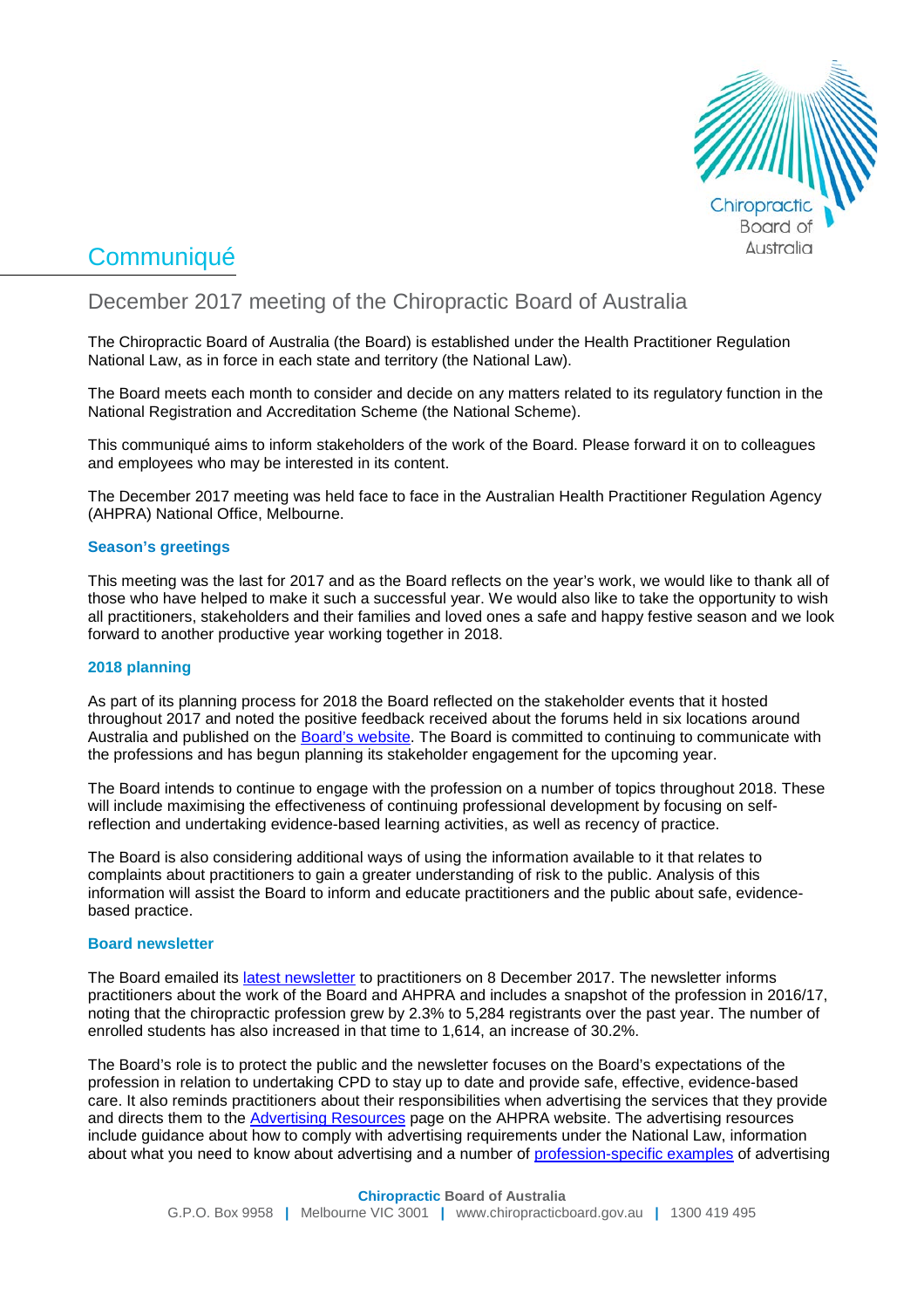# Communiqué

## December 2017 meeting of the Chiropractic Board of Australia

The Chiropractic Board of Australia (the Board) is established under the Health Practitioner Regulation National Law, as in force in each state and territory (the National Law).

The Board meets each month to consider and decide on any matters related to its regulatory function in the National Registration and Accreditation Scheme (the National Scheme).

This communiqué aims to inform stakeholders of the work of the Board. Please forward it on to colleagues and employees who may be interested in its content.

The December 2017 meeting was held face to face in the Australian Health Practitioner Regulation Agency (AHPRA) National Office, Melbourne.

### Season's greetings

This meeting was the last for 2017 and as the Board reflects on the year's work, we would like to thank all of those who have helped to make it such a successful year. We would also like to take the opportunity to wish all practitioners, stakeholders and their families and loved ones a safe and happy festive season and we look forward to another productive year working together in 2018.

### 2018 planning

As part of its planning process for 2018 the Board reflected on the stakeholder events that it hosted throughout 2017 and noted the positive feedback received about the forums held in six locations around Australia and published on the Board's website. The Board is committed to continuing to communicate with the professions and has begun planning its stakeholder engagement for the upcoming year.

The Board intends to continue to engage with the profession on a number of topics throughout 2018. These will include maximising the effectiveness of continuing professional development by focusing on self-reflection and undertaking evidence-based learning activities, as well as recency of practice.

The Board is also considering additional ways of using the information available to it that relates to complaints about practitioners to gain a greater understanding of risk to the public. Analysis of this information will assist the Board to inform and educate practitioners and the public about safe, evidence-based practice.

### Board newsletter

The Board emailed its latest newsletter to practitioners on 8 December 2017. The newsletter informs practitioners about the work of the Board and AHPRA and includes a snapshot of the profession in 2016/17, noting that the chiropractic profession grew by 2.3% to 5,284 registrants over the past year. The number of enrolled students has also increased in that time to 1,614, an increase of 30.2%.

The Board's role is to protect the public and the newsletter focuses on the Board's expectations of the profession in relation to undertaking CPD to stay up to date and provide safe, effective, evidence-based care. It also reminds practitioners about their responsibilities when advertising the services that they provide and directs them to the Advertising Resources page on the AHPRA website. The advertising resources include guidance about how to comply with advertising requirements under the National Law, information about what you need to know about advertising and a number of profession-specific examples of advertising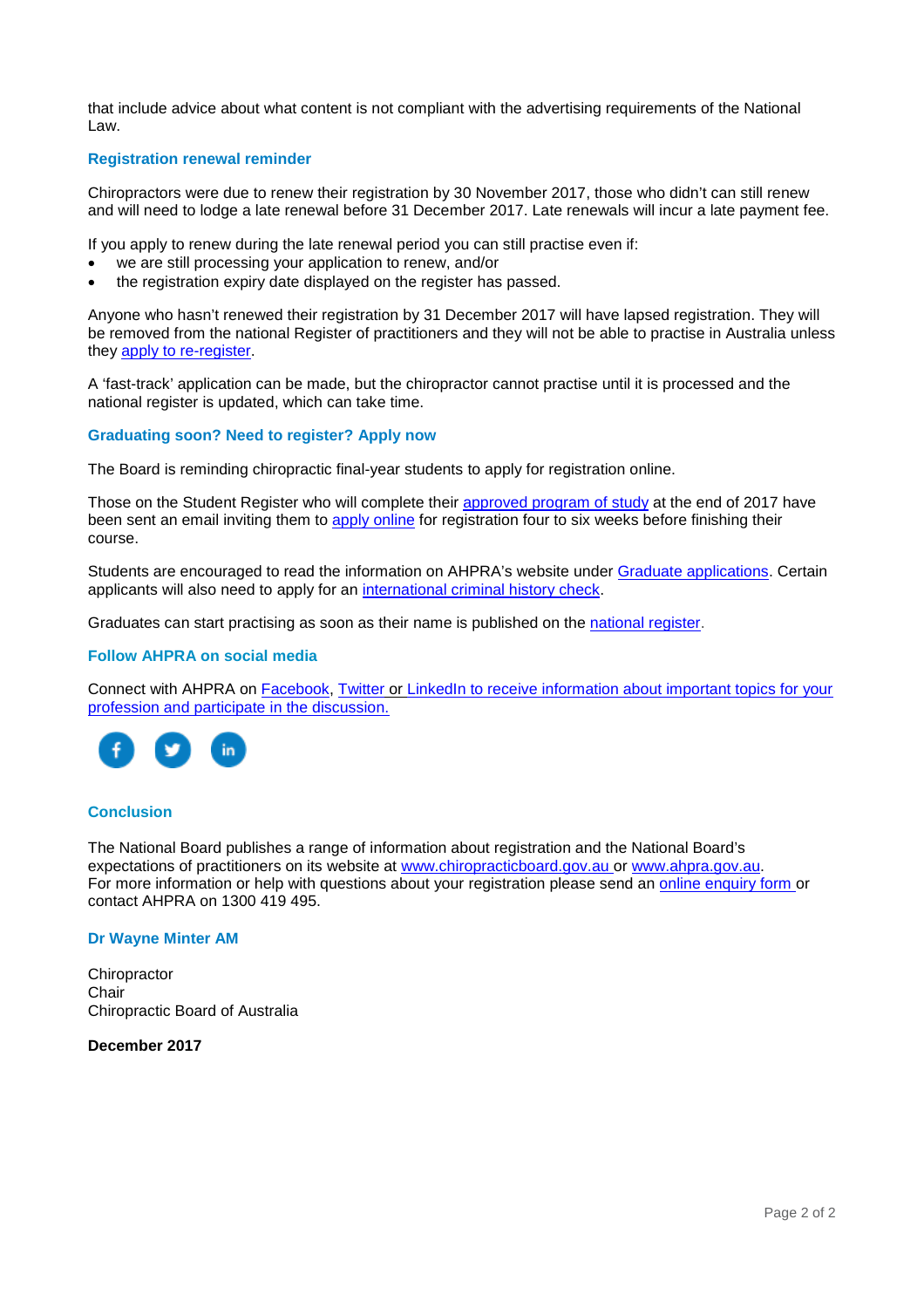that include advice about what content is not compliant with the advertising requirements of the National Law.

### Registration renewal reminder

Chiropractors were due to renew their registration by 30 November 2017, those who didn't can still renew and will need to lodge a late renewal before 31 December 2017. Late renewals will incur a late payment fee.

If you apply to renew during the late renewal period you can still practise even if:

- we are still processing your application to renew, and/or
- the registration expiry date displayed on the register has passed.

Anyone who hasn't renewed their registration by 31 December 2017 will have lapsed registration. They will be removed from the national Register of practitioners and they will not be able to practise in Australia unless they apply to re-register.

A 'fast-track' application can be made, but the chiropractor cannot practise until it is processed and the national register is updated, which can take time.

### Graduating soon? Need to register? Apply now

The Board is reminding chiropractic final-year students to apply for registration online.

Those on the Student Register who will complete their approved program of study at the end of 2017 have been sent an email inviting them to apply online for registration four to six weeks before finishing their course.

Students are encouraged to read the information on AHPRA's website under Graduate applications. Certain applicants will also need to apply for an international criminal history check.

Graduates can start practising as soon as their name is published on the national register.

### Follow AHPRA on social media

Connect with AHPRA on Facebook, Twitter or LinkedIn to receive information about important topics for your profession and participate in the discussion.

### Conclusion

The National Board publishes a range of information about registration and the National Board's expectations of practitioners on its website at www.chiropracticboard.gov.au or www.ahpra.gov.au. For more information or help with questions about your registration please send an online enquiry form or contact AHPRA on 1300 419 495.

### Dr Wayne Minter AM

Chiropractor
Chair
Chiropractic Board of Australia

**December 2017**